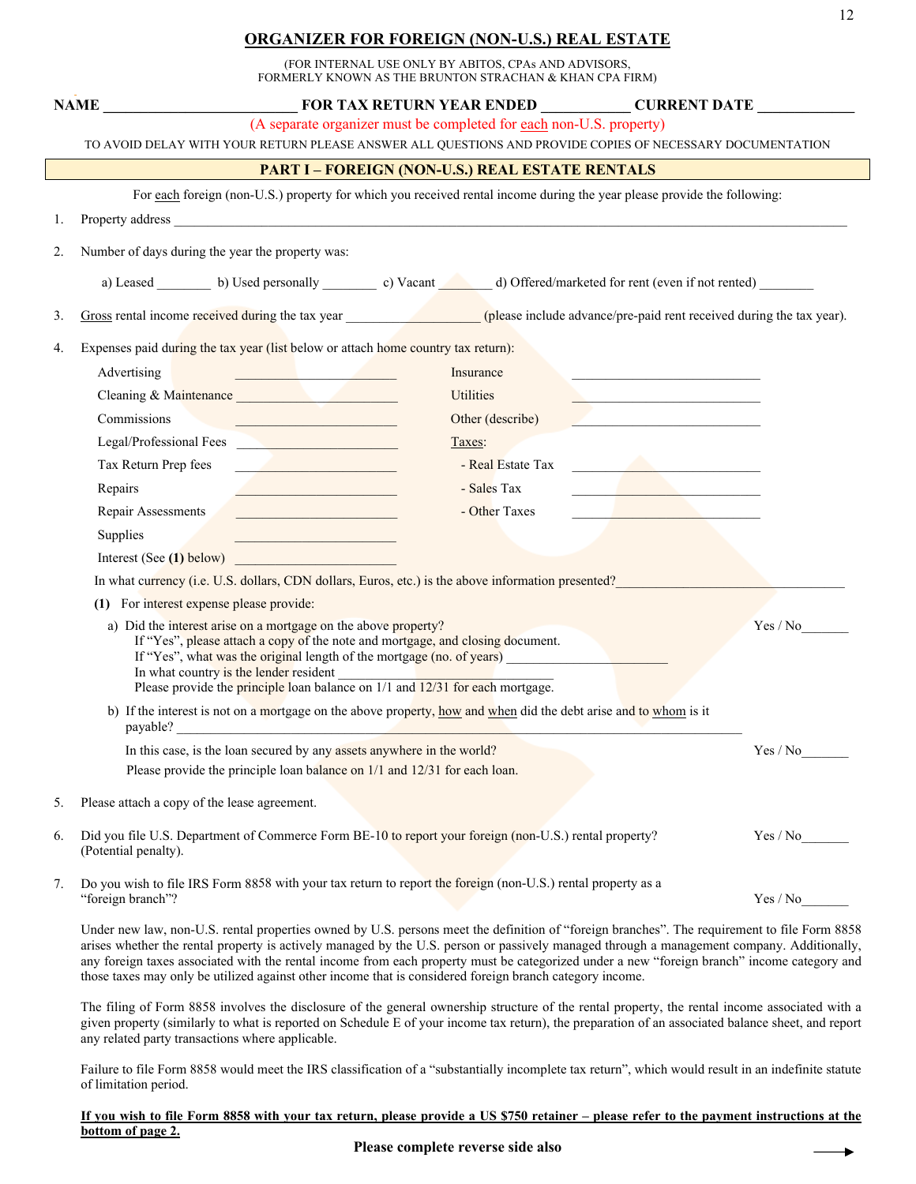# ORGANIZER FOR FOREIGN (NON-U.S.) REAL ESTATE

(FOR INTERNAL USE ONLY BY ABITOS, CPAs AND ADVISORS, FORMERLY KNOWN AS THE BRUNTON STRACHAN & KHAN CPA FIRM)

**NAME** __________________________ **FOR TAX RETURN YEAR ENDED** ____________ **CURRENT DATE** _____________

(A separate organizer must be completed for each non-U.S. property)

TO AVOID DELAY WITH YOUR RETURN PLEASE ANSWER ALL QUESTIONS AND PROVIDE COPIES OF NECESSARY DOCUMENTATION

## PART I – FOREIGN (NON-U.S.) REAL ESTATE RENTALS

For each foreign (non-U.S.) property for which you received rental income during the year please provide the following:

1. Property address ______________________________________________________________________________

2. Number of days during the year the property was:

   a) Leased ________ b) Used personally ________ c) Vacant ________ d) Offered/marketed for rent (even if not rented) ________

3. Gross rental income received during the tax year ___________________ (please include advance/pre-paid rent received during the tax year).

4. Expenses paid during the tax year (list below or attach home country tax return):

| | | | |
|---|---|---|---|
| Advertising | ________________________ | Insurance | ____________________________ |
| Cleaning & Maintenance | ________________________ | Utilities | ____________________________ |
| Commissions | ________________________ | Other (describe) | ____________________________ |
| Legal/Professional Fees | ________________________ | Taxes: | |
| Tax Return Prep fees | ________________________ | - Real Estate Tax | ____________________________ |
| Repairs | ________________________ | - Sales Tax | ____________________________ |
| Repair Assessments | ________________________ | - Other Taxes | ____________________________ |
| Supplies | ________________________ | | |
| Interest (See **(1)** below) | ________________________ | | |

   In what currency (i.e. U.S. dollars, CDN dollars, Euros, etc.) is the above information presented?_______________________________

   **(1)** For interest expense please provide:

   a) Did the interest arise on a mortgage on the above property? Yes / No_______
      If "Yes", please attach a copy of the note and mortgage, and closing document.
      If "Yes", what was the original length of the mortgage (no. of years) ________________________
      In what country is the lender resident ________________________________________
      Please provide the principle loan balance on 1/1 and 12/31 for each mortgage.

   b) If the interest is not on a mortgage on the above property, how and when did the debt arise and to whom is it payable? ______________________________________________________________________________

      In this case, is the loan secured by any assets anywhere in the world? Yes / No_______
      Please provide the principle loan balance on 1/1 and 12/31 for each loan.

5. Please attach a copy of the lease agreement.

6. Did you file U.S. Department of Commerce Form BE-10 to report your foreign (non-U.S.) rental property? (Potential penalty). Yes / No_______

7. Do you wish to file IRS Form 8858 with your tax return to report the foreign (non-U.S.) rental property as a "foreign branch"? Yes / No_______

   Under new law, non-U.S. rental properties owned by U.S. persons meet the definition of "foreign branches". The requirement to file Form 8858 arises whether the rental property is actively managed by the U.S. person or passively managed through a management company. Additionally, any foreign taxes associated with the rental income from each property must be categorized under a new "foreign branch" income category and those taxes may only be utilized against other income that is considered foreign branch category income.

   The filing of Form 8858 involves the disclosure of the general ownership structure of the rental property, the rental income associated with a given property (similarly to what is reported on Schedule E of your income tax return), the preparation of an associated balance sheet, and report any related party transactions where applicable.

   Failure to file Form 8858 would meet the IRS classification of a "substantially incomplete tax return", which would result in an indefinite statute of limitation period.

   **If you wish to file Form 8858 with your tax return, please provide a US $750 retainer – please refer to the payment instructions at the bottom of page 2.**

**Please complete reverse side also** →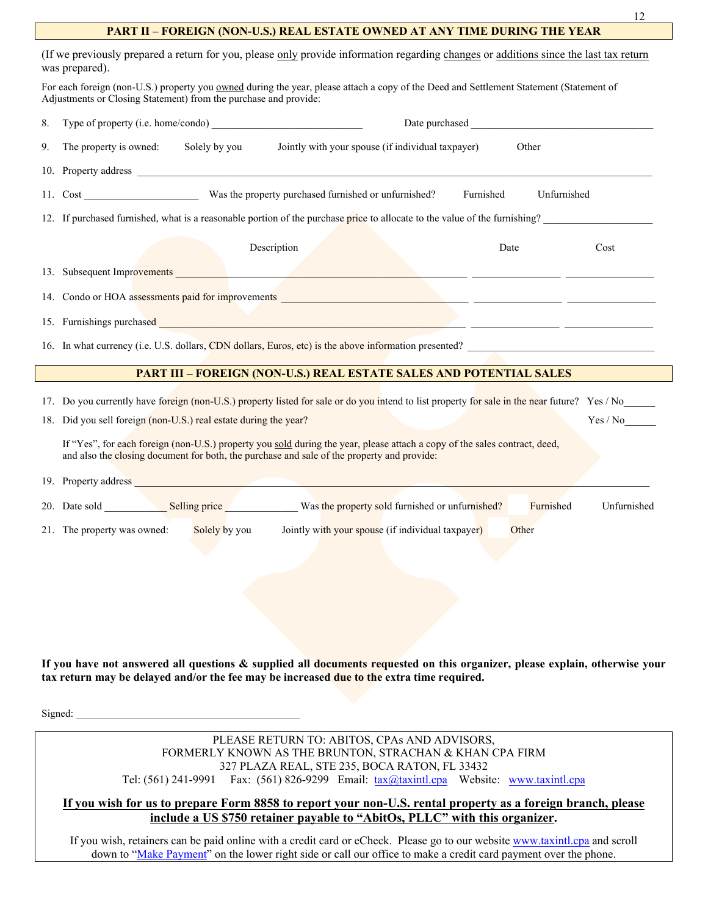## PART II – FOREIGN (NON-U.S.) REAL ESTATE OWNED AT ANY TIME DURING THE YEAR

(If we previously prepared a return for you, please only provide information regarding changes or additions since the last tax return was prepared).

For each foreign (non-U.S.) property you owned during the year, please attach a copy of the Deed and Settlement Statement (Statement of Adjustments or Closing Statement) from the purchase and provide:

8. Type of property (i.e. home/condo) ____________________________ Date purchased ___________________________________

9. The property is owned: Solely by you Jointly with your spouse (if individual taxpayer) Other

10. Property address ___________________________________________________________________________________________________

11. Cost _____________________ Was the property purchased furnished or unfurnished? Furnished Unfurnished

12. If purchased furnished, what is a reasonable portion of the purchase price to allocate to the value of the furnishing? _____________________

| | Description | Date | Cost |
|---|---|---|---|
| 13. Subsequent Improvements | ______________________ | ________________ | ________________ |
| 14. Condo or HOA assessments paid for improvements | ______________________ | ________________ | ________________ |
| 15. Furnishings purchased | ______________________ | ________________ | ________________ |

16. In what currency (i.e. U.S. dollars, CDN dollars, Euros, etc) is the above information presented? ___________________________________

## PART III – FOREIGN (NON-U.S.) REAL ESTATE SALES AND POTENTIAL SALES

17. Do you currently have foreign (non-U.S.) property listed for sale or do you intend to list property for sale in the near future? Yes / No______

18. Did you sell foreign (non-U.S.) real estate during the year? Yes / No______

If "Yes", for each foreign (non-U.S.) property you sold during the year, please attach a copy of the sales contract, deed, and also the closing document for both, the purchase and sale of the property and provide:

19. Property address ___________________________________________________________________________________________________

20. Date sold ____________ Selling price ______________ Was the property sold furnished or unfurnished? Furnished Unfurnished

21. The property was owned: Solely by you Jointly with your spouse (if individual taxpayer) Other

**If you have not answered all questions & supplied all documents requested on this organizer, please explain, otherwise your tax return may be delayed and/or the fee may be increased due to the extra time required.**

Signed: __________________________________________

PLEASE RETURN TO: ABITOS, CPAs AND ADVISORS,
FORMERLY KNOWN AS THE BRUNTON, STRACHAN & KHAN CPA FIRM
327 PLAZA REAL, STE 235, BOCA RATON, FL 33432
Tel: (561) 241-9991 Fax: (561) 826-9299 Email: tax@taxintl.cpa Website: www.taxintl.cpa

**If you wish for us to prepare Form 8858 to report your non-U.S. rental property as a foreign branch, please include a US $750 retainer payable to "AbitOs, PLLC" with this organizer.**

If you wish, retainers can be paid online with a credit card or eCheck. Please go to our website www.taxintl.cpa and scroll down to "Make Payment" on the lower right side or call our office to make a credit card payment over the phone.